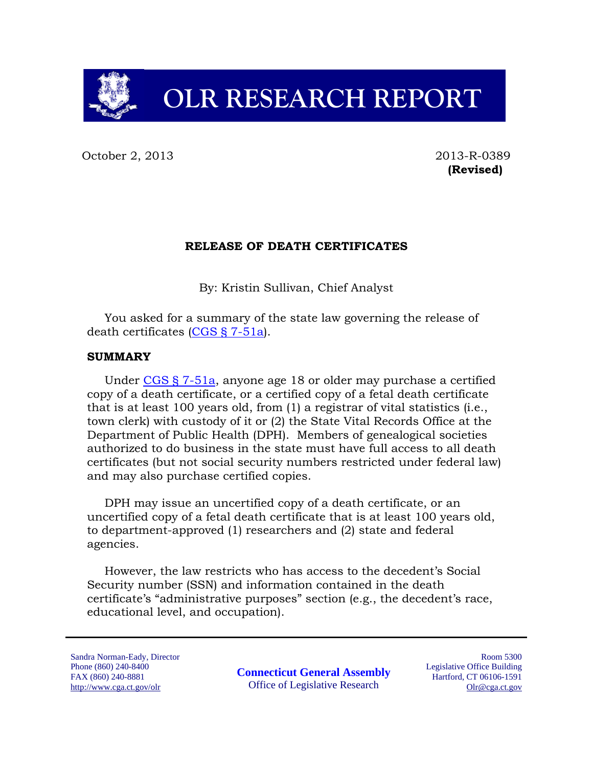# OLR RESEARCH REPORT

October 2, 2013

2013-R-0389
**(Revised)**

## RELEASE OF DEATH CERTIFICATES

By: Kristin Sullivan, Chief Analyst

You asked for a summary of the state law governing the release of death certificates (CGS § 7-51a).

### SUMMARY

Under CGS § 7-51a, anyone age 18 or older may purchase a certified copy of a death certificate, or a certified copy of a fetal death certificate that is at least 100 years old, from (1) a registrar of vital statistics (i.e., town clerk) with custody of it or (2) the State Vital Records Office at the Department of Public Health (DPH). Members of genealogical societies authorized to do business in the state must have full access to all death certificates (but not social security numbers restricted under federal law) and may also purchase certified copies.

DPH may issue an uncertified copy of a death certificate, or an uncertified copy of a fetal death certificate that is at least 100 years old, to department-approved (1) researchers and (2) state and federal agencies.

However, the law restricts who has access to the decedent's Social Security number (SSN) and information contained in the death certificate's "administrative purposes" section (e.g., the decedent's race, educational level, and occupation).

Sandra Norman-Eady, Director
Phone (860) 240-8400
FAX (860) 240-8881
http://www.cga.ct.gov/olr

**Connecticut General Assembly**
Office of Legislative Research

Room 5300
Legislative Office Building
Hartford, CT 06106-1591
Olr@cga.ct.gov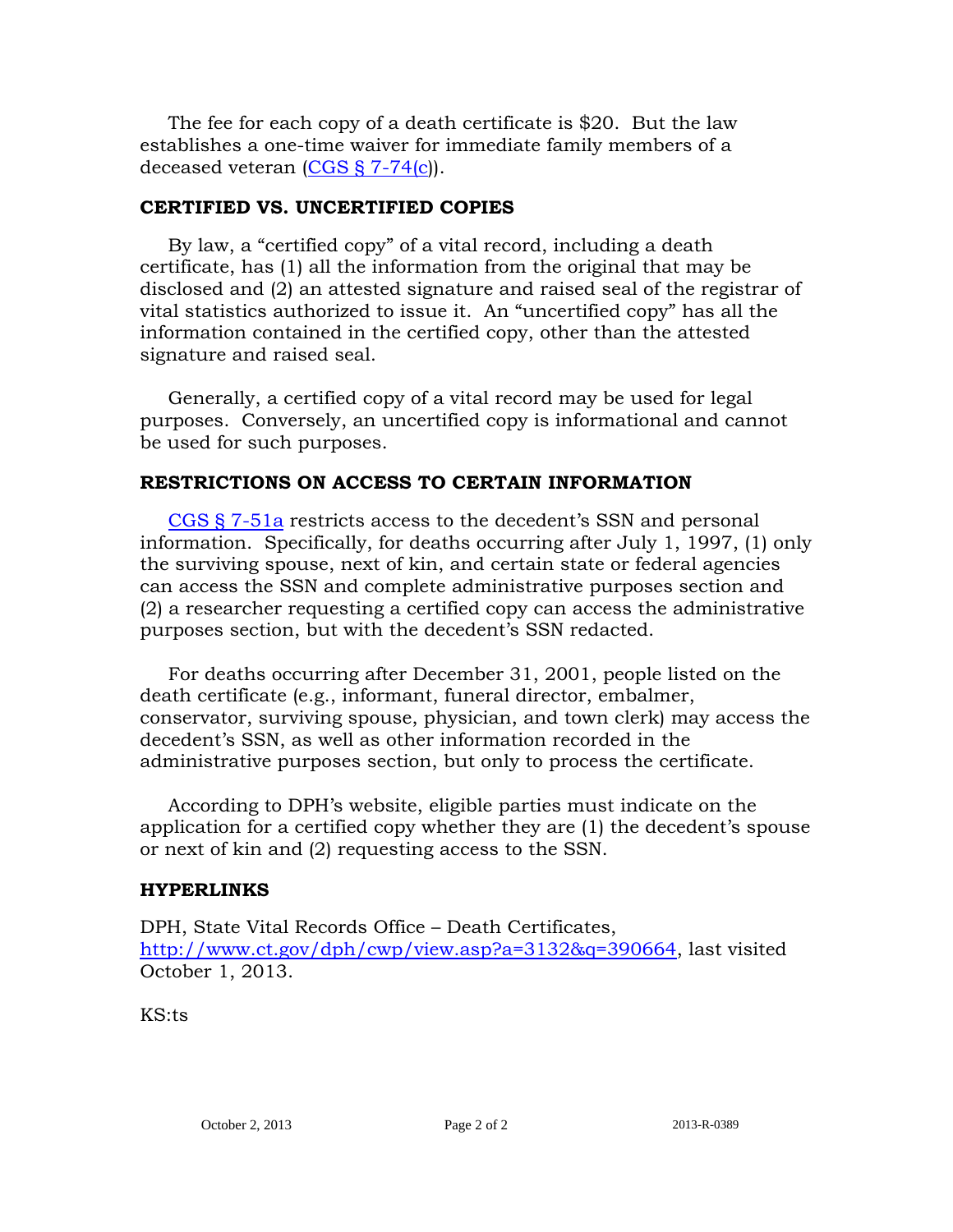The fee for each copy of a death certificate is $20. But the law establishes a one-time waiver for immediate family members of a deceased veteran (CGS § 7-74(c)).

## CERTIFIED VS. UNCERTIFIED COPIES

By law, a "certified copy" of a vital record, including a death certificate, has (1) all the information from the original that may be disclosed and (2) an attested signature and raised seal of the registrar of vital statistics authorized to issue it. An "uncertified copy" has all the information contained in the certified copy, other than the attested signature and raised seal.

Generally, a certified copy of a vital record may be used for legal purposes. Conversely, an uncertified copy is informational and cannot be used for such purposes.

## RESTRICTIONS ON ACCESS TO CERTAIN INFORMATION

CGS § 7-51a restricts access to the decedent's SSN and personal information. Specifically, for deaths occurring after July 1, 1997, (1) only the surviving spouse, next of kin, and certain state or federal agencies can access the SSN and complete administrative purposes section and (2) a researcher requesting a certified copy can access the administrative purposes section, but with the decedent's SSN redacted.

For deaths occurring after December 31, 2001, people listed on the death certificate (e.g., informant, funeral director, embalmer, conservator, surviving spouse, physician, and town clerk) may access the decedent's SSN, as well as other information recorded in the administrative purposes section, but only to process the certificate.

According to DPH's website, eligible parties must indicate on the application for a certified copy whether they are (1) the decedent's spouse or next of kin and (2) requesting access to the SSN.

## HYPERLINKS

DPH, State Vital Records Office – Death Certificates, http://www.ct.gov/dph/cwp/view.asp?a=3132&q=390664, last visited October 1, 2013.

KS:ts